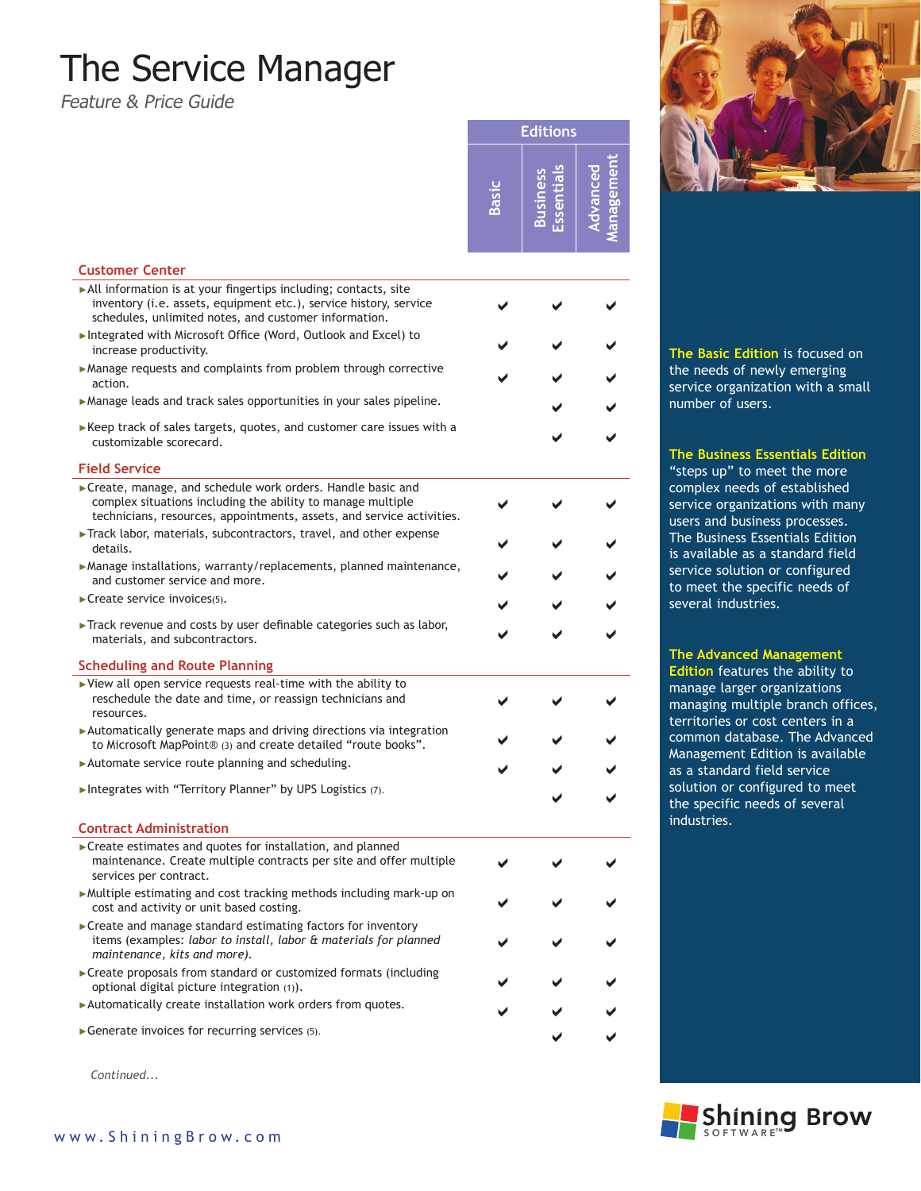# The Service Manager

*Feature & Price Guide*

| | Editions | | |
|---|---|---|---|
| | Basic | Business Essentials | Advanced Management |
| **Customer Center** | | | |
| ▸All information is at your fingertips including; contacts, site inventory (i.e. assets, equipment etc.), service history, service schedules, unlimited notes, and customer information. | ✔ | ✔ | ✔ |
| ▸Integrated with Microsoft Office (Word, Outlook and Excel) to increase productivity. | ✔ | ✔ | ✔ |
| ▸Manage requests and complaints from problem through corrective action. | ✔ | ✔ | ✔ |
| ▸Manage leads and track sales opportunities in your sales pipeline. | | ✔ | ✔ |
| ▸Keep track of sales targets, quotes, and customer care issues with a customizable scorecard. | | ✔ | ✔ |
| **Field Service** | | | |
| ▸Create, manage, and schedule work orders. Handle basic and complex situations including the ability to manage multiple technicians, resources, appointments, assets, and service activities. | ✔ | ✔ | ✔ |
| ▸Track labor, materials, subcontractors, travel, and other expense details. | ✔ | ✔ | ✔ |
| ▸Manage installations, warranty/replacements, planned maintenance, and customer service and more. | ✔ | ✔ | ✔ |
| ▸Create service invoices(5). | ✔ | ✔ | ✔ |
| ▸Track revenue and costs by user definable categories such as labor, materials, and subcontractors. | ✔ | ✔ | ✔ |
| **Scheduling and Route Planning** | | | |
| ▸View all open service requests real-time with the ability to reschedule the date and time, or reassign technicians and resources. | ✔ | ✔ | ✔ |
| ▸Automatically generate maps and driving directions via integration to Microsoft MapPoint® (3) and create detailed "route books". | ✔ | ✔ | ✔ |
| ▸Automate service route planning and scheduling. | ✔ | ✔ | ✔ |
| ▸Integrates with "Territory Planner" by UPS Logistics (7). | | ✔ | ✔ |
| **Contract Administration** | | | |
| ▸Create estimates and quotes for installation, and planned maintenance. Create multiple contracts per site and offer multiple services per contract. | ✔ | ✔ | ✔ |
| ▸Multiple estimating and cost tracking methods including mark-up on cost and activity or unit based costing. | ✔ | ✔ | ✔ |
| ▸Create and manage standard estimating factors for inventory items (examples: *labor to install, labor & materials for planned maintenance, kits and more)*. | ✔ | ✔ | ✔ |
| ▸Create proposals from standard or customized formats (including optional digital picture integration (1)). | ✔ | ✔ | ✔ |
| ▸Automatically create installation work orders from quotes. | ✔ | ✔ | ✔ |
| ▸Generate invoices for recurring services (5). | | ✔ | ✔ |

*Continued...*

**The Basic Edition** is focused on the needs of newly emerging service organization with a small number of users.

**The Business Essentials Edition** "steps up" to meet the more complex needs of established service organizations with many users and business processes. The Business Essentials Edition is available as a standard field service solution or configured to meet the specific needs of several industries.

**The Advanced Management Edition** features the ability to manage larger organizations managing multiple branch offices, territories or cost centers in a common database. The Advanced Management Edition is available as a standard field service solution or configured to meet the specific needs of several industries.

Shining Brow SOFTWARE™

www.ShiningBrow.com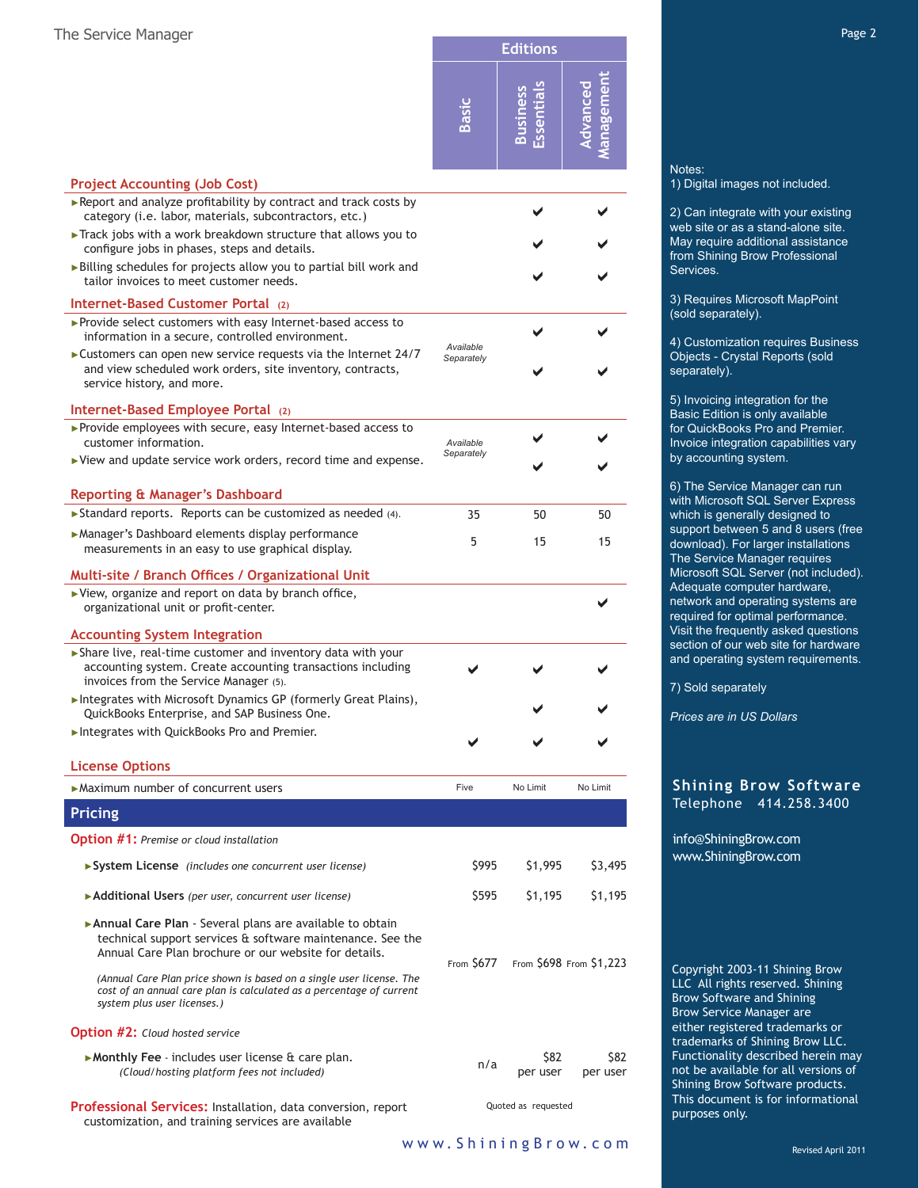The Service Manager

| Feature | Basic | Business Essentials | Advanced Management |
|---|---|---|---|
| **Project Accounting (Job Cost)** | | | |
| ►Report and analyze profitability by contract and track costs by category (i.e. labor, materials, subcontractors, etc.) | | ✔ | ✔ |
| ►Track jobs with a work breakdown structure that allows you to configure jobs in phases, steps and details. | | ✔ | ✔ |
| ►Billing schedules for projects allow you to partial bill work and tailor invoices to meet customer needs. | | ✔ | ✔ |
| **Internet-Based Customer Portal (2)** | | | |
| ►Provide select customers with easy Internet-based access to information in a secure, controlled environment. | *Available Separately* | ✔ | ✔ |
| ►Customers can open new service requests via the Internet 24/7 and view scheduled work orders, site inventory, contracts, service history, and more. | | ✔ | ✔ |
| **Internet-Based Employee Portal (2)** | | | |
| ►Provide employees with secure, easy Internet-based access to customer information. | *Available Separately* | ✔ | ✔ |
| ►View and update service work orders, record time and expense. | | ✔ | ✔ |
| **Reporting & Manager's Dashboard** | | | |
| ►Standard reports. Reports can be customized as needed (4). | 35 | 50 | 50 |
| ►Manager's Dashboard elements display performance measurements in an easy to use graphical display. | 5 | 15 | 15 |
| **Multi-site / Branch Offices / Organizational Unit** | | | |
| ►View, organize and report on data by branch office, organizational unit or profit-center. | | | ✔ |
| **Accounting System Integration** | | | |
| ►Share live, real-time customer and inventory data with your accounting system. Create accounting transactions including invoices from the Service Manager (5). | ✔ | ✔ | ✔ |
| ►Integrates with Microsoft Dynamics GP (formerly Great Plains), QuickBooks Enterprise, and SAP Business One. | | ✔ | ✔ |
| ►Integrates with QuickBooks Pro and Premier. | ✔ | ✔ | ✔ |
| **License Options** | | | |
| ►Maximum number of concurrent users | Five | No Limit | No Limit |

## Pricing

| | Basic | Business Essentials | Advanced Management |
|---|---|---|---|
| **Option #1:** *Premise or cloud installation* | | | |
| ►**System License** *(includes one concurrent user license)* | $995 | $1,995 | $3,495 |
| ►**Additional Users** *(per user, concurrent user license)* | $595 | $1,195 | $1,195 |
| ►**Annual Care Plan** - Several plans are available to obtain technical support services & software maintenance. See the Annual Care Plan brochure or our website for details. *(Annual Care Plan price shown is based on a single user license. The cost of an annual care plan is calculated as a percentage of current system plus user licenses.)* | From $677 | From $698 | From $1,223 |
| **Option #2:** *Cloud hosted service* | | | |
| ►**Monthly Fee** - includes user license & care plan. *(Cloud/hosting platform fees not included)* | n/a | $82 per user | $82 per user |

**Professional Services:** Installation, data conversion, report customization, and training services are available — Quoted as requested

www.ShiningBrow.com

Notes:
1) Digital images not included.

2) Can integrate with your existing web site or as a stand-alone site. May require additional assistance from Shining Brow Professional Services.

3) Requires Microsoft MapPoint (sold separately).

4) Customization requires Business Objects - Crystal Reports (sold separately).

5) Invoicing integration for the Basic Edition is only available for QuickBooks Pro and Premier. Invoice integration capabilities vary by accounting system.

6) The Service Manager can run with Microsoft SQL Server Express which is generally designed to support between 5 and 8 users (free download). For larger installations The Service Manager requires Microsoft SQL Server (not included). Adequate computer hardware, network and operating systems are required for optimal performance. Visit the frequently asked questions section of our web site for hardware and operating system requirements.

7) Sold separately

*Prices are in US Dollars*

**Shining Brow Software**
Telephone 414.258.3400

info@ShiningBrow.com
www.ShiningBrow.com

Copyright 2003-11 Shining Brow LLC All rights reserved. Shining Brow Software and Shining Brow Service Manager are either registered trademarks or trademarks of Shining Brow LLC. Functionality described herein may not be available for all versions of Shining Brow Software products. This document is for informational purposes only.

Revised April 2011